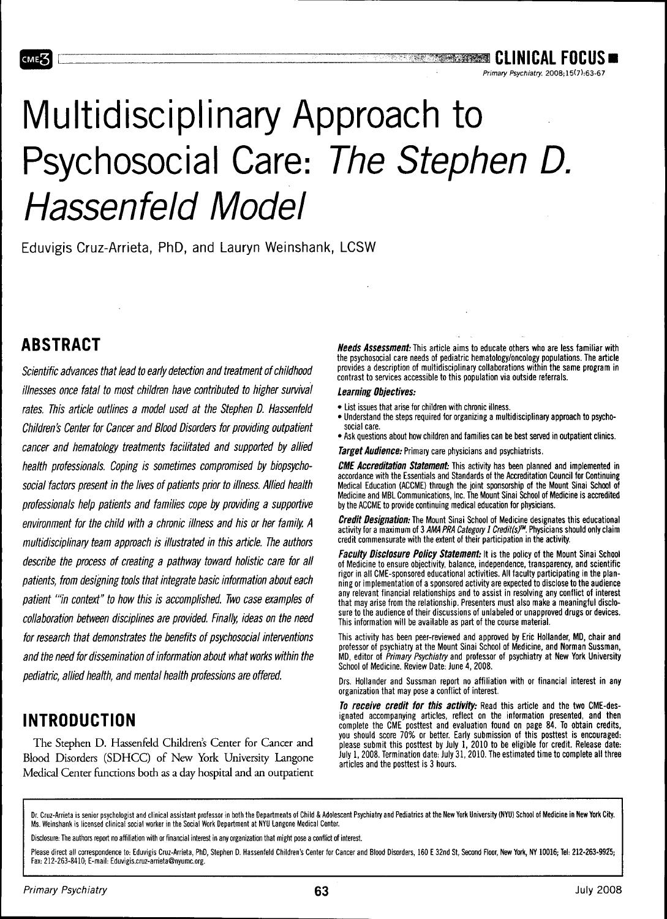# Multidisciplinary Approach to Psychosocial Care: *The Stephen D. Hassenfeld Model*

Eduvigis Cruz-Arrieta, PhD, and Lauryn Weinshank, LCSW

## ABSTRACT

*Scientific advances that lead to early detection and treatment of childhood illnesses once fatal to most children have contributed to higher survival rates. This article outlines a model used at the Stephen D. Hassenfeld Children's Center for Cancer and Blood Disorders for providing outpatient cancer and hematology treatments facilitated and supported by allied health professionals. Coping is sometimes compromised by biopsychosocial factors present in the lives of patients prior to illness. Allied health professionals help patients and families cope by providing a supportive environment for the child with a chronic illness and his or her family. A multidisciplinary team approach is illustrated in this article. The authors describe the process of creating a pathway toward holistic care for all patients, from designing tools that integrate basic information about each patient "in context" to how this is accomplished. Two case examples of collaboration between disciplines are provided. Finally, ideas on the need for research that demonstrates the benefits of psychosocial interventions and the need for dissemination of information about what works within the pediatric, allied health, and mental health professions are offered.*

## INTRODUCTION

The Stephen D. Hassenfeld Children's Center for Cancer and Blood Disorders (SDHCC) of New York University Langone Medical Center functions both as a day hospital and an outpatient

***Needs Assessment:*** This article aims to educate others who are less familiar with the psychosocial care needs of pediatric hematology/oncology populations. The article provides a description of multidisciplinary collaborations within the same program in contrast to services accessible to this population via outside referrals.

***Learning Objectives:***

- List issues that arise for children with chronic illness.
- Understand the steps required for organizing a multidisciplinary approach to psychosocial care.
- Ask questions about how children and families can be best served in outpatient clinics.

***Target Audience:*** Primary care physicians and psychiatrists.

***CME Accreditation Statement:*** This activity has been planned and implemented in accordance with the Essentials and Standards of the Accreditation Council for Continuing Medical Education (ACCME) through the joint sponsorship of the Mount Sinai School of Medicine and MBL Communications, Inc. The Mount Sinai School of Medicine is accredited by the ACCME to provide continuing medical education for physicians.

***Credit Designation:*** The Mount Sinai School of Medicine designates this educational activity for a maximum of 3 *AMA PRA Category 1 Credit(s)™*. Physicians should only claim credit commensurate with the extent of their participation in the activity.

***Faculty Disclosure Policy Statement:*** It is the policy of the Mount Sinai School of Medicine to ensure objectivity, balance, independence, transparency, and scientific rigor in all CME-sponsored educational activities. All faculty participating in the planning or implementation of a sponsored activity are expected to disclose to the audience any relevant financial relationships and to assist in resolving any conflict of interest that may arise from the relationship. Presenters must also make a meaningful disclosure to the audience of their discussions of unlabeled or unapproved drugs or devices. This information will be available as part of the course material.

This activity has been peer-reviewed and approved by Eric Hollander, MD, chair and professor of psychiatry at the Mount Sinai School of Medicine, and Norman Sussman, MD, editor of *Primary Psychiatry* and professor of psychiatry at New York University School of Medicine. Review Date: June 4, 2008.

Drs. Hollander and Sussman report no affiliation with or financial interest in any organization that may pose a conflict of interest.

***To receive credit for this activity:*** Read this article and the two CME-designated accompanying articles, reflect on the information presented, and then complete the CME posttest and evaluation found on page 84. To obtain credits, you should score 70% or better. Early submission of this posttest is encouraged: please submit this posttest by July 1, 2010 to be eligible for credit. Release date: July 1, 2008. Termination date: July 31, 2010. The estimated time to complete all three articles and the posttest is 3 hours.

---

Dr. Cruz-Arrieta is senior psychologist and clinical assistant professor in both the Departments of Child & Adolescent Psychiatry and Pediatrics at the New York University (NYU) School of Medicine in New York City. Ms. Weinshank is licensed clinical social worker in the Social Work Department at NYU Langone Medical Center.

Disclosure: The authors report no affiliation with or financial interest in any organization that might pose a conflict of interest.

Please direct all correspondence to: Eduvigis Cruz-Arrieta, PhD, Stephen D. Hassenfeld Children's Center for Cancer and Blood Disorders, 160 E 32nd St, Second Floor, New York, NY 10016; Tel: 212-263-9925; Fax: 212-263-8410; E-mail: Eduvigis.cruz-arrieta@nyumc.org.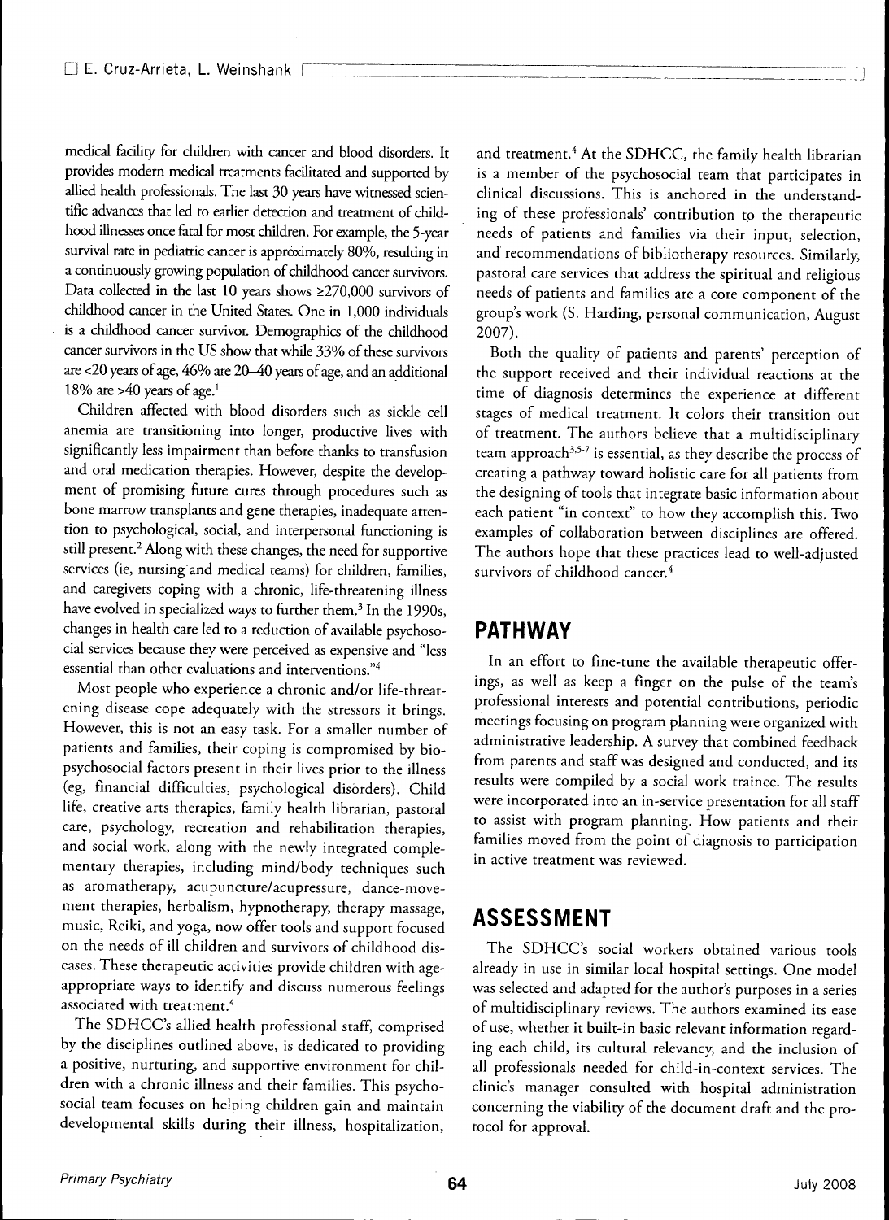medical facility for children with cancer and blood disorders. It provides modern medical treatments facilitated and supported by allied health professionals. The last 30 years have witnessed scientific advances that led to earlier detection and treatment of childhood illnesses once fatal for most children. For example, the 5-year survival rate in pediatric cancer is approximately 80%, resulting in a continuously growing population of childhood cancer survivors. Data collected in the last 10 years shows ≥270,000 survivors of childhood cancer in the United States. One in 1,000 individuals is a childhood cancer survivor. Demographics of the childhood cancer survivors in the US show that while 33% of these survivors are <20 years of age, 46% are 20–40 years of age, and an additional 18% are >40 years of age.[1]

Children affected with blood disorders such as sickle cell anemia are transitioning into longer, productive lives with significantly less impairment than before thanks to transfusion and oral medication therapies. However, despite the development of promising future cures through procedures such as bone marrow transplants and gene therapies, inadequate attention to psychological, social, and interpersonal functioning is still present.[2] Along with these changes, the need for supportive services (ie, nursing and medical teams) for children, families, and caregivers coping with a chronic, life-threatening illness have evolved in specialized ways to further them.[3] In the 1990s, changes in health care led to a reduction of available psychosocial services because they were perceived as expensive and "less essential than other evaluations and interventions."[4]

Most people who experience a chronic and/or life-threatening disease cope adequately with the stressors it brings. However, this is not an easy task. For a smaller number of patients and families, their coping is compromised by biopsychosocial factors present in their lives prior to the illness (eg, financial difficulties, psychological disorders). Child life, creative arts therapies, family health librarian, pastoral care, psychology, recreation and rehabilitation therapies, and social work, along with the newly integrated complementary therapies, including mind/body techniques such as aromatherapy, acupuncture/acupressure, dance-movement therapies, herbalism, hypnotherapy, therapy massage, music, Reiki, and yoga, now offer tools and support focused on the needs of ill children and survivors of childhood diseases. These therapeutic activities provide children with age-appropriate ways to identify and discuss numerous feelings associated with treatment.[4]

The SDHCC's allied health professional staff, comprised by the disciplines outlined above, is dedicated to providing a positive, nurturing, and supportive environment for children with a chronic illness and their families. This psychosocial team focuses on helping children gain and maintain developmental skills during their illness, hospitalization, and treatment.[4] At the SDHCC, the family health librarian is a member of the psychosocial team that participates in clinical discussions. This is anchored in the understanding of these professionals' contribution to the therapeutic needs of patients and families via their input, selection, and recommendations of bibliotherapy resources. Similarly, pastoral care services that address the spiritual and religious needs of patients and families are a core component of the group's work (S. Harding, personal communication, August 2007).

Both the quality of patients and parents' perception of the support received and their individual reactions at the time of diagnosis determines the experience at different stages of medical treatment. It colors their transition out of treatment. The authors believe that a multidisciplinary team approach[3,5-7] is essential, as they describe the process of creating a pathway toward holistic care for all patients from the designing of tools that integrate basic information about each patient "in context" to how they accomplish this. Two examples of collaboration between disciplines are offered. The authors hope that these practices lead to well-adjusted survivors of childhood cancer.[4]

## PATHWAY

In an effort to fine-tune the available therapeutic offerings, as well as keep a finger on the pulse of the team's professional interests and potential contributions, periodic meetings focusing on program planning were organized with administrative leadership. A survey that combined feedback from parents and staff was designed and conducted, and its results were compiled by a social work trainee. The results were incorporated into an in-service presentation for all staff to assist with program planning. How patients and their families moved from the point of diagnosis to participation in active treatment was reviewed.

## ASSESSMENT

The SDHCC's social workers obtained various tools already in use in similar local hospital settings. One model was selected and adapted for the author's purposes in a series of multidisciplinary reviews. The authors examined its ease of use, whether it built-in basic relevant information regarding each child, its cultural relevancy, and the inclusion of all professionals needed for child-in-context services. The clinic's manager consulted with hospital administration concerning the viability of the document draft and the protocol for approval.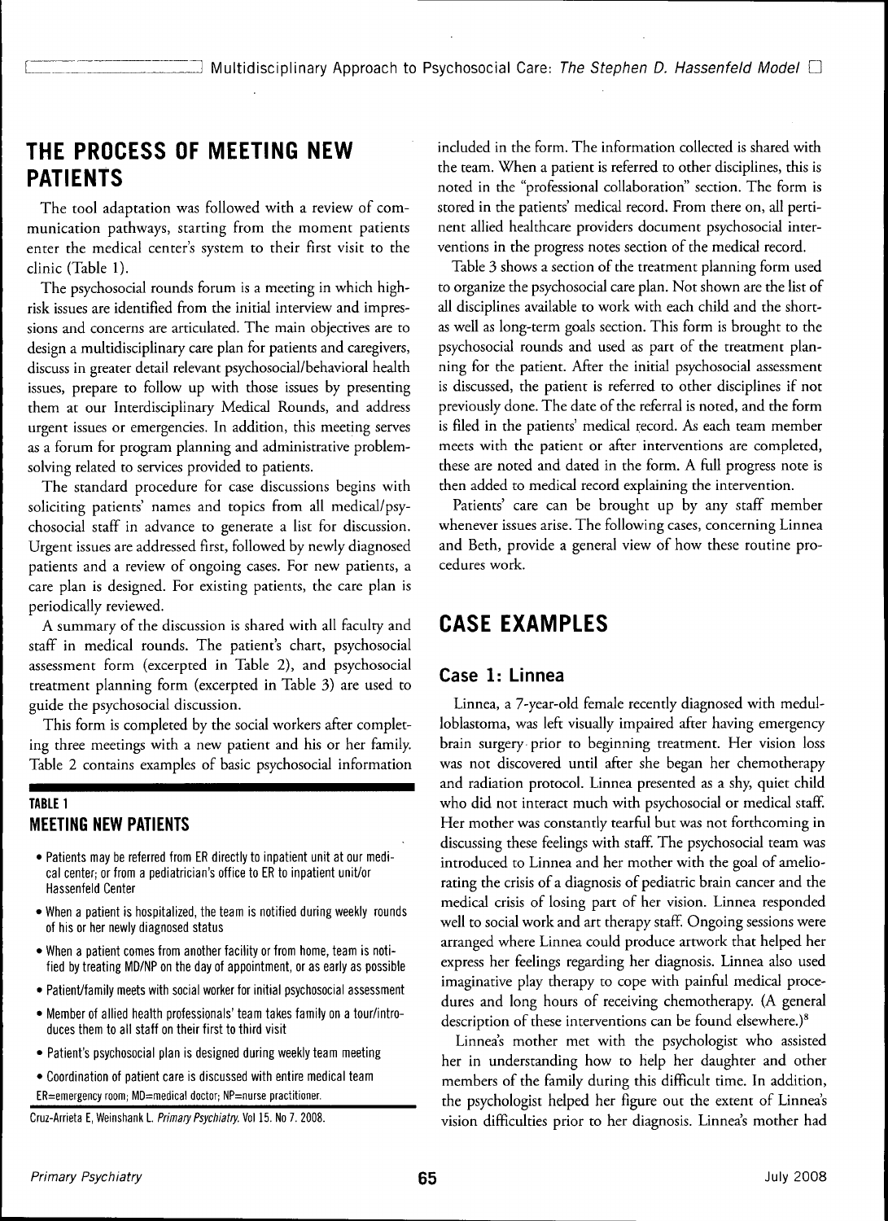## THE PROCESS OF MEETING NEW PATIENTS

The tool adaptation was followed with a review of communication pathways, starting from the moment patients enter the medical center's system to their first visit to the clinic (Table 1).

The psychosocial rounds forum is a meeting in which high-risk issues are identified from the initial interview and impressions and concerns are articulated. The main objectives are to design a multidisciplinary care plan for patients and caregivers, discuss in greater detail relevant psychosocial/behavioral health issues, prepare to follow up with those issues by presenting them at our Interdisciplinary Medical Rounds, and address urgent issues or emergencies. In addition, this meeting serves as a forum for program planning and administrative problem-solving related to services provided to patients.

The standard procedure for case discussions begins with soliciting patients' names and topics from all medical/psychosocial staff in advance to generate a list for discussion. Urgent issues are addressed first, followed by newly diagnosed patients and a review of ongoing cases. For new patients, a care plan is designed. For existing patients, the care plan is periodically reviewed.

A summary of the discussion is shared with all faculty and staff in medical rounds. The patient's chart, psychosocial assessment form (excerpted in Table 2), and psychosocial treatment planning form (excerpted in Table 3) are used to guide the psychosocial discussion.

This form is completed by the social workers after completing three meetings with a new patient and his or her family. Table 2 contains examples of basic psychosocial information included in the form. The information collected is shared with the team. When a patient is referred to other disciplines, this is noted in the "professional collaboration" section. The form is stored in the patients' medical record. From there on, all pertinent allied healthcare providers document psychosocial interventions in the progress notes section of the medical record.

Table 3 shows a section of the treatment planning form used to organize the psychosocial care plan. Not shown are the list of all disciplines available to work with each child and the short- as well as long-term goals section. This form is brought to the psychosocial rounds and used as part of the treatment planning for the patient. After the initial psychosocial assessment is discussed, the patient is referred to other disciplines if not previously done. The date of the referral is noted, and the form is filed in the patients' medical record. As each team member meets with the patient or after interventions are completed, these are noted and dated in the form. A full progress note is then added to medical record explaining the intervention.

Patients' care can be brought up by any staff member whenever issues arise. The following cases, concerning Linnea and Beth, provide a general view of how these routine procedures work.

**TABLE 1**
**MEETING NEW PATIENTS**

- Patients may be referred from ER directly to inpatient unit at our medical center; or from a pediatrician's office to ER to inpatient unit/or Hassenfeld Center
- When a patient is hospitalized, the team is notified during weekly rounds of his or her newly diagnosed status
- When a patient comes from another facility or from home, team is notified by treating MD/NP on the day of appointment, or as early as possible
- Patient/family meets with social worker for initial psychosocial assessment
- Member of allied health professionals' team takes family on a tour/introduces them to all staff on their first to third visit
- Patient's psychosocial plan is designed during weekly team meeting
- Coordination of patient care is discussed with entire medical team

ER=emergency room; MD=medical doctor; NP=nurse practitioner.

Cruz-Arrieta E, Weinshank L. *Primary Psychiatry.* Vol 15. No 7. 2008.

## CASE EXAMPLES

### Case 1: Linnea

Linnea, a 7-year-old female recently diagnosed with medulloblastoma, was left visually impaired after having emergency brain surgery prior to beginning treatment. Her vision loss was not discovered until after she began her chemotherapy and radiation protocol. Linnea presented as a shy, quiet child who did not interact much with psychosocial or medical staff. Her mother was constantly tearful but was not forthcoming in discussing these feelings with staff. The psychosocial team was introduced to Linnea and her mother with the goal of ameliorating the crisis of a diagnosis of pediatric brain cancer and the medical crisis of losing part of her vision. Linnea responded well to social work and art therapy staff. Ongoing sessions were arranged where Linnea could produce artwork that helped her express her feelings regarding her diagnosis. Linnea also used imaginative play therapy to cope with painful medical procedures and long hours of receiving chemotherapy. (A general description of these interventions can be found elsewhere.)[8]

Linnea's mother met with the psychologist who assisted her in understanding how to help her daughter and other members of the family during this difficult time. In addition, the psychologist helped her figure out the extent of Linnea's vision difficulties prior to her diagnosis. Linnea's mother had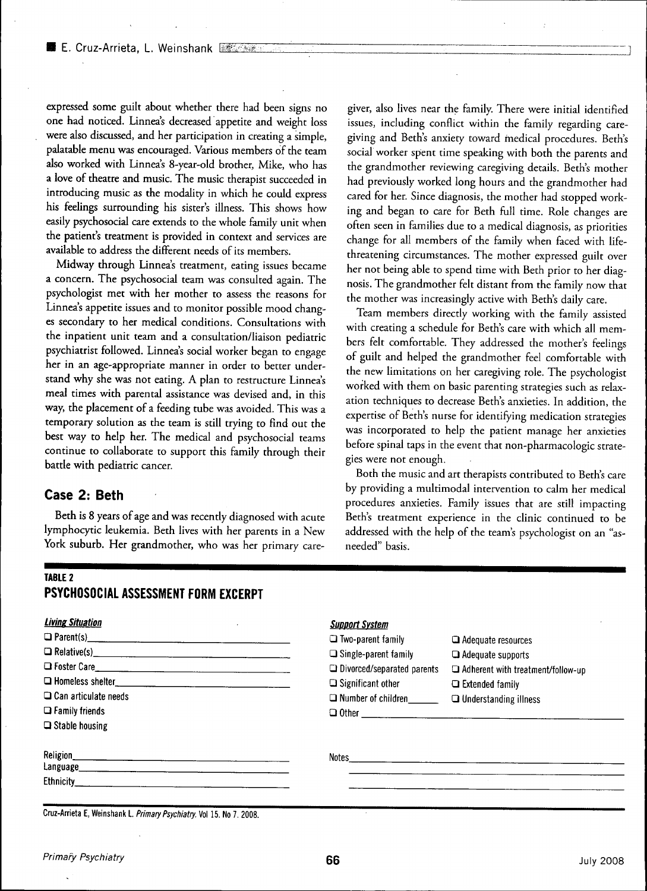expressed some guilt about whether there had been signs no one had noticed. Linnea's decreased appetite and weight loss were also discussed, and her participation in creating a simple, palatable menu was encouraged. Various members of the team also worked with Linnea's 8-year-old brother, Mike, who has a love of theatre and music. The music therapist succeeded in introducing music as the modality in which he could express his feelings surrounding his sister's illness. This shows how easily psychosocial care extends to the whole family unit when the patient's treatment is provided in context and services are available to address the different needs of its members.

Midway through Linnea's treatment, eating issues became a concern. The psychosocial team was consulted again. The psychologist met with her mother to assess the reasons for Linnea's appetite issues and to monitor possible mood changes secondary to her medical conditions. Consultations with the inpatient unit team and a consultation/liaison pediatric psychiatrist followed. Linnea's social worker began to engage her in an age-appropriate manner in order to better understand why she was not eating. A plan to restructure Linnea's meal times with parental assistance was devised and, in this way, the placement of a feeding tube was avoided. This was a temporary solution as the team is still trying to find out the best way to help her. The medical and psychosocial teams continue to collaborate to support this family through their battle with pediatric cancer.

## Case 2: Beth

Beth is 8 years of age and was recently diagnosed with acute lymphocytic leukemia. Beth lives with her parents in a New York suburb. Her grandmother, who was her primary caregiver, also lives near the family. There were initial identified issues, including conflict within the family regarding caregiving and Beth's anxiety toward medical procedures. Beth's social worker spent time speaking with both the parents and the grandmother reviewing caregiving details. Beth's mother had previously worked long hours and the grandmother had cared for her. Since diagnosis, the mother had stopped working and began to care for Beth full time. Role changes are often seen in families due to a medical diagnosis, as priorities change for all members of the family when faced with life-threatening circumstances. The mother expressed guilt over her not being able to spend time with Beth prior to her diagnosis. The grandmother felt distant from the family now that the mother was increasingly active with Beth's daily care.

Team members directly working with the family assisted with creating a schedule for Beth's care with which all members felt comfortable. They addressed the mother's feelings of guilt and helped the grandmother feel comfortable with the new limitations on her caregiving role. The psychologist worked with them on basic parenting strategies such as relaxation techniques to decrease Beth's anxieties. In addition, the expertise of Beth's nurse for identifying medication strategies was incorporated to help the patient manage her anxieties before spinal taps in the event that non-pharmacologic strategies were not enough.

Both the music and art therapists contributed to Beth's care by providing a multimodal intervention to calm her medical procedures anxieties. Family issues that are still impacting Beth's treatment experience in the clinic continued to be addressed with the help of the team's psychologist on an "as-needed" basis.

**TABLE 2**

**PSYCHOSOCIAL ASSESSMENT FORM EXCERPT**

| *Living Situation* | *Support System* | |
|---|---|---|
| ❑ Parent(s)______ | ❑ Two-parent family | ❑ Adequate resources |
| ❑ Relative(s)______ | ❑ Single-parent family | ❑ Adequate supports |
| ❑ Foster Care______ | ❑ Divorced/separated parents | ❑ Adherent with treatment/follow-up |
| ❑ Homeless shelter______ | ❑ Significant other | ❑ Extended family |
| ❑ Can articulate needs | ❑ Number of children______ | ❑ Understanding illness |
| ❑ Family friends | ❑ Other______ | |
| ❑ Stable housing | | |
| Religion______ | Notes______ | |
| Language______ | | |
| Ethnicity______ | | |

Cruz-Arrieta E, Weinshank L. *Primary Psychiatry*. Vol 15. No 7. 2008.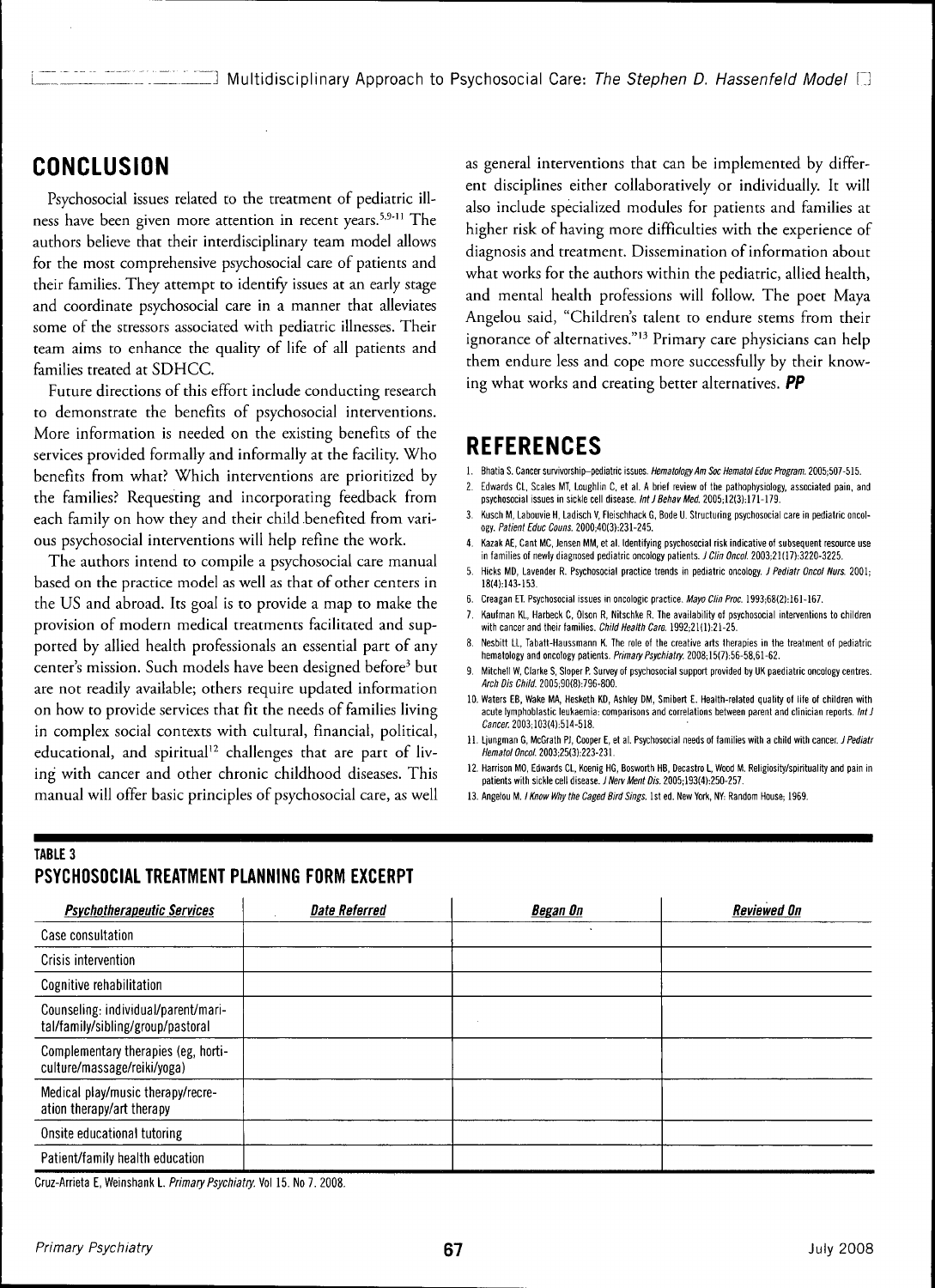## CONCLUSION

Psychosocial issues related to the treatment of pediatric illness have been given more attention in recent years.[5,9-11] The authors believe that their interdisciplinary team model allows for the most comprehensive psychosocial care of patients and their families. They attempt to identify issues at an early stage and coordinate psychosocial care in a manner that alleviates some of the stressors associated with pediatric illnesses. Their team aims to enhance the quality of life of all patients and families treated at SDHCC.

Future directions of this effort include conducting research to demonstrate the benefits of psychosocial interventions. More information is needed on the existing benefits of the services provided formally and informally at the facility. Who benefits from what? Which interventions are prioritized by the families? Requesting and incorporating feedback from each family on how they and their child benefited from various psychosocial interventions will help refine the work.

The authors intend to compile a psychosocial care manual based on the practice model as well as that of other centers in the US and abroad. Its goal is to provide a map to make the provision of modern medical treatments facilitated and supported by allied health professionals an essential part of any center's mission. Such models have been designed before[3] but are not readily available; others require updated information on how to provide services that fit the needs of families living in complex social contexts with cultural, financial, political, educational, and spiritual[12] challenges that are part of living with cancer and other chronic childhood diseases. This manual will offer basic principles of psychosocial care, as well as general interventions that can be implemented by different disciplines either collaboratively or individually. It will also include specialized modules for patients and families at higher risk of having more difficulties with the experience of diagnosis and treatment. Dissemination of information about what works for the authors within the pediatric, allied health, and mental health professions will follow. The poet Maya Angelou said, "Children's talent to endure stems from their ignorance of alternatives."[13] Primary care physicians can help them endure less and cope more successfully by their knowing what works and creating better alternatives. **PP**

## REFERENCES

1. Bhatia S. Cancer survivorship–pediatric issues. *Hematology Am Soc Hematol Educ Program.* 2005;507-515.
2. Edwards CL, Scales MT, Loughlin C, et al. A brief review of the pathophysiology, associated pain, and psychosocial issues in sickle cell disease. *Int J Behav Med.* 2005;12(3):171-179.
3. Kusch M, Labouvie H, Ladisch V, Fleischhack G, Bode U. Structuring psychosocial care in pediatric oncology. *Patient Educ Couns.* 2000;40(3):231-245.
4. Kazak AE, Cant MC, Jensen MM, et al. Identifying psychosocial risk indicative of subsequent resource use in families of newly diagnosed pediatric oncology patients. *J Clin Oncol.* 2003;21(17):3220-3225.
5. Hicks MD, Lavender R. Psychosocial practice trends in pediatric oncology. *J Pediatr Oncol Nurs.* 2001;18(4):143-153.
6. Creagan ET. Psychosocial issues in oncologic practice. *Mayo Clin Proc.* 1993;68(2):161-167.
7. Kaufman KL, Harbeck C, Olson R, Nitschke R. The availability of psychosocial interventions to children with cancer and their families. *Child Health Care.* 1992;21(1):21-25.
8. Nesbitt LL, Tabatt-Haussmann K. The role of the creative arts therapies in the treatment of pediatric hematology and oncology patients. *Primary Psychiatry.* 2008;15(7):56-58,61-62.
9. Mitchell W, Clarke S, Sloper P. Survey of psychosocial support provided by UK paediatric oncology centres. *Arch Dis Child.* 2005;90(8):796-800.
10. Waters EB, Wake MA, Hesketh KD, Ashley DM, Smibert E. Health-related quality of life of children with acute lymphoblastic leukaemia: comparisons and correlations between parent and clinician reports. *Int J Cancer.* 2003;103(4):514-518.
11. Ljungman G, McGrath PJ, Cooper E, et al. Psychosocial needs of families with a child with cancer. *J Pediatr Hematol Oncol.* 2003;25(3):223-231.
12. Harrison MO, Edwards CL, Koenig HG, Bosworth HB, Decastro L, Wood M. Religiosity/spirituality and pain in patients with sickle cell disease. *J Nerv Ment Dis.* 2005;193(4):250-257.
13. Angelou M. *I Know Why the Caged Bird Sings.* 1st ed. New York, NY: Random House; 1969.

**TABLE 3**
**PSYCHOSOCIAL TREATMENT PLANNING FORM EXCERPT**

| *Psychotherapeutic Services* | *Date Referred* | *Began On* | *Reviewed On* |
|---|---|---|---|
| Case consultation | | | |
| Crisis intervention | | | |
| Cognitive rehabilitation | | | |
| Counseling: individual/parent/marital/family/sibling/group/pastoral | | | |
| Complementary therapies (eg, horticulture/massage/reiki/yoga) | | | |
| Medical play/music therapy/recreation therapy/art therapy | | | |
| Onsite educational tutoring | | | |
| Patient/family health education | | | |

Cruz-Arrieta E, Weinshank L. *Primary Psychiatry.* Vol 15. No 7. 2008.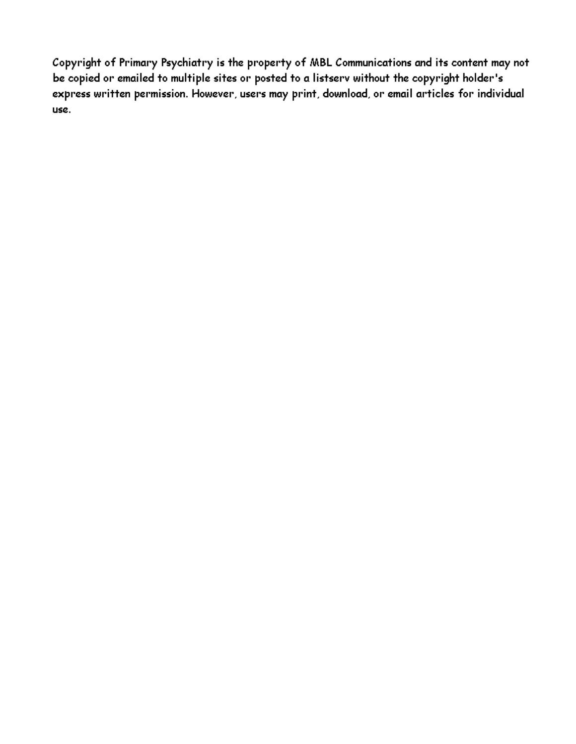Copyright of Primary Psychiatry is the property of MBL Communications and its content may not be copied or emailed to multiple sites or posted to a listserv without the copyright holder's express written permission. However, users may print, download, or email articles for individual use.